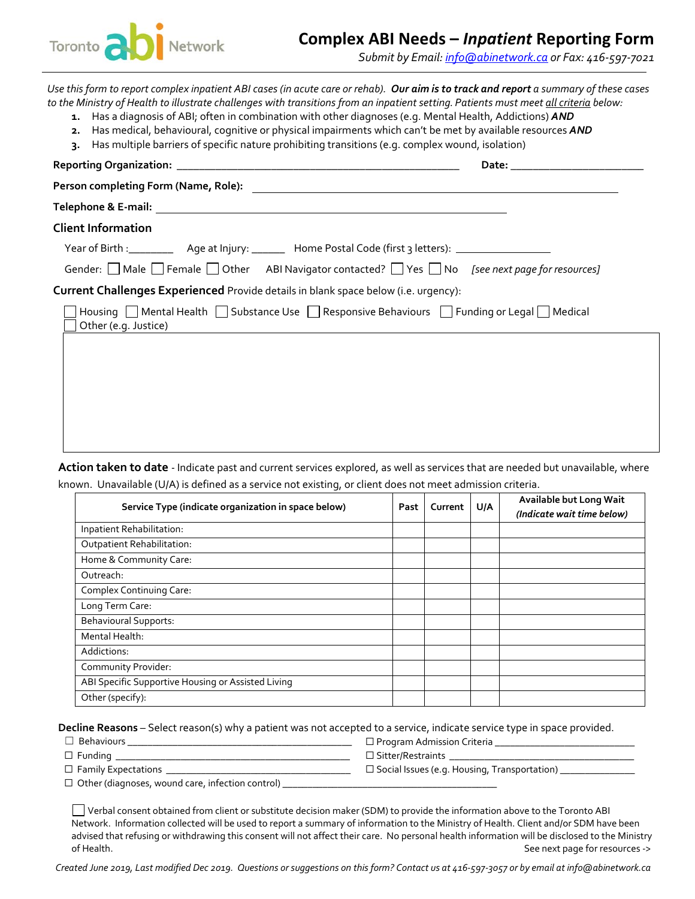Toronto abi Network

# Complex ABI Needs – *Inpatient* Reporting Form

*Submit by Email: info@abinetwork.ca or Fax: 416-597-7021*

*Use this form to report complex inpatient ABI cases (in acute care or rehab). **Our aim is to track and report** a summary of these cases to the Ministry of Health to illustrate challenges with transitions from an inpatient setting. Patients must meet all criteria below:*

1. Has a diagnosis of ABI; often in combination with other diagnoses (e.g. Mental Health, Addictions) ***AND***
2. Has medical, behavioural, cognitive or physical impairments which can't be met by available resources ***AND***
3. Has multiple barriers of specific nature prohibiting transitions (e.g. complex wound, isolation)

**Reporting Organization:** ___________________________________________ **Date:** ____________________

**Person completing Form (Name, Role):** ___________________________________________________________

**Telephone & E-mail:** _____________________________________________________

## Client Information

Year of Birth :________ Age at Injury: ______ Home Postal Code (first 3 letters): _______________

Gender: ☐ Male ☐ Female ☐ Other ABI Navigator contacted? ☐ Yes ☐ No *[see next page for resources]*

**Current Challenges Experienced** Provide details in blank space below (i.e. urgency):

☐ Housing ☐ Mental Health ☐ Substance Use ☐ Responsive Behaviours ☐ Funding or Legal ☐ Medical
☐ Other (e.g. Justice)

**Action taken to date** - Indicate past and current services explored, as well as services that are needed but unavailable, where known. Unavailable (U/A) is defined as a service not existing, or client does not meet admission criteria.

| Service Type (indicate organization in space below) | Past | Current | U/A | Available but Long Wait *(Indicate wait time below)* |
|---|---|---|---|---|
| Inpatient Rehabilitation: | | | | |
| Outpatient Rehabilitation: | | | | |
| Home & Community Care: | | | | |
| Outreach: | | | | |
| Complex Continuing Care: | | | | |
| Long Term Care: | | | | |
| Behavioural Supports: | | | | |
| Mental Health: | | | | |
| Addictions: | | | | |
| Community Provider: | | | | |
| ABI Specific Supportive Housing or Assisted Living | | | | |
| Other (specify): | | | | |

**Decline Reasons** – Select reason(s) why a patient was not accepted to a service, indicate service type in space provided.

☐ Behaviours ________________________________________ ☐ Program Admission Criteria __________________________
☐ Funding __________________________________________ ☐ Sitter/Restraints ___________________________________
☐ Family Expectations ________________________________ ☐ Social Issues (e.g. Housing, Transportation) _____________
☐ Other (diagnoses, wound care, infection control) ____________________________________

☐ Verbal consent obtained from client or substitute decision maker (SDM) to provide the information above to the Toronto ABI Network. Information collected will be used to report a summary of information to the Ministry of Health. Client and/or SDM have been advised that refusing or withdrawing this consent will not affect their care. No personal health information will be disclosed to the Ministry of Health.

See next page for resources ->

*Created June 2019, Last modified Dec 2019. Questions or suggestions on this form? Contact us at 416-597-3057 or by email at info@abinetwork.ca*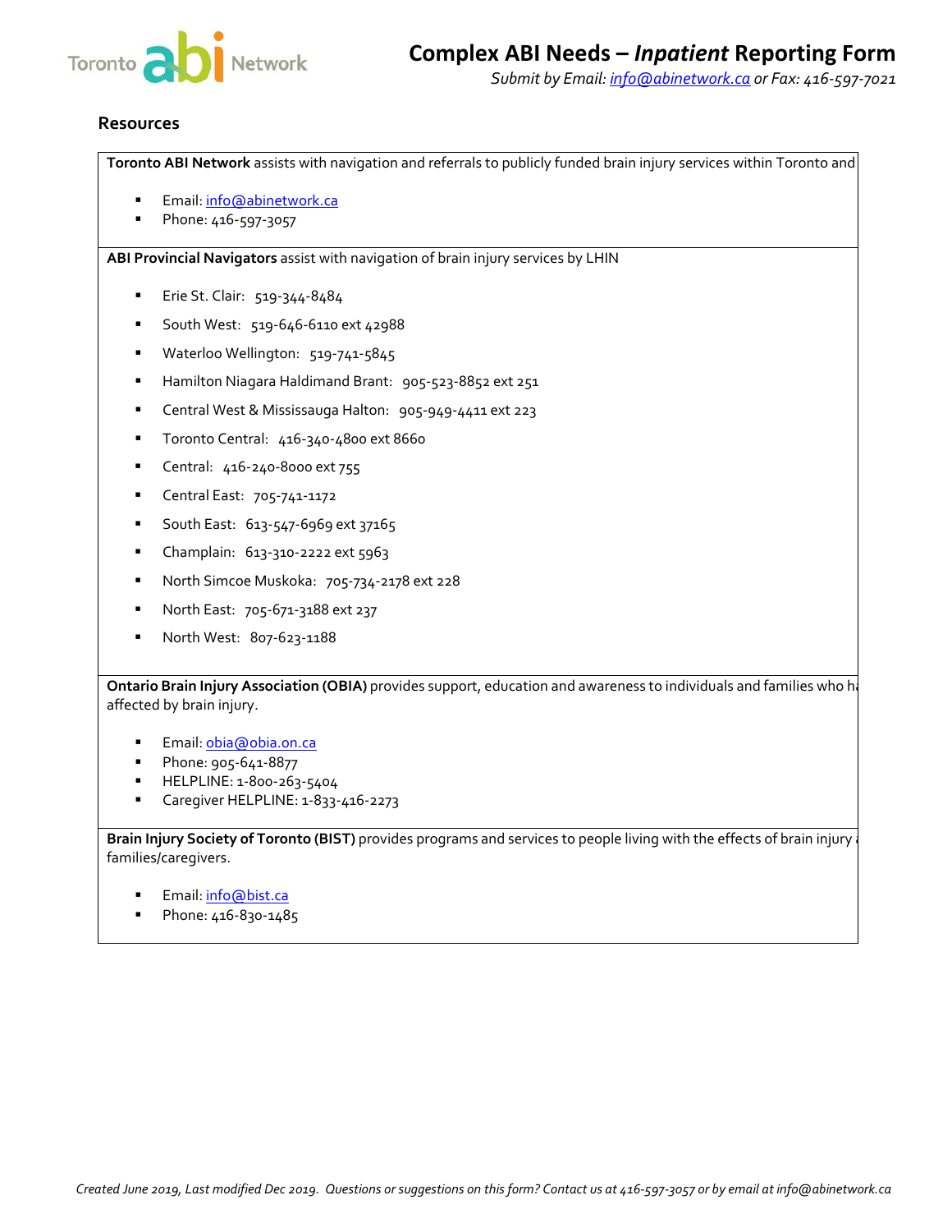# Complex ABI Needs – *Inpatient* Reporting Form

*Submit by Email: info@abinetwork.ca or Fax: 416-597-7021*

## Resources

**Toronto ABI Network** assists with navigation and referrals to publicly funded brain injury services within Toronto and

- Email: info@abinetwork.ca
- Phone: 416-597-3057

**ABI Provincial Navigators** assist with navigation of brain injury services by LHIN

- Erie St. Clair: 519-344-8484
- South West: 519-646-6110 ext 42988
- Waterloo Wellington: 519-741-5845
- Hamilton Niagara Haldimand Brant: 905-523-8852 ext 251
- Central West & Mississauga Halton: 905-949-4411 ext 223
- Toronto Central: 416-340-4800 ext 8660
- Central: 416-240-8000 ext 755
- Central East: 705-741-1172
- South East: 613-547-6969 ext 37165
- Champlain: 613-310-2222 ext 5963
- North Simcoe Muskoka: 705-734-2178 ext 228
- North East: 705-671-3188 ext 237
- North West: 807-623-1188

**Ontario Brain Injury Association (OBIA)** provides support, education and awareness to individuals and families who ha affected by brain injury.

- Email: obia@obia.on.ca
- Phone: 905-641-8877
- HELPLINE: 1-800-263-5404
- Caregiver HELPLINE: 1-833-416-2273

**Brain Injury Society of Toronto (BIST)** provides programs and services to people living with the effects of brain injury a families/caregivers.

- Email: info@bist.ca
- Phone: 416-830-1485

*Created June 2019, Last modified Dec 2019. Questions or suggestions on this form? Contact us at 416-597-3057 or by email at info@abinetwork.ca*